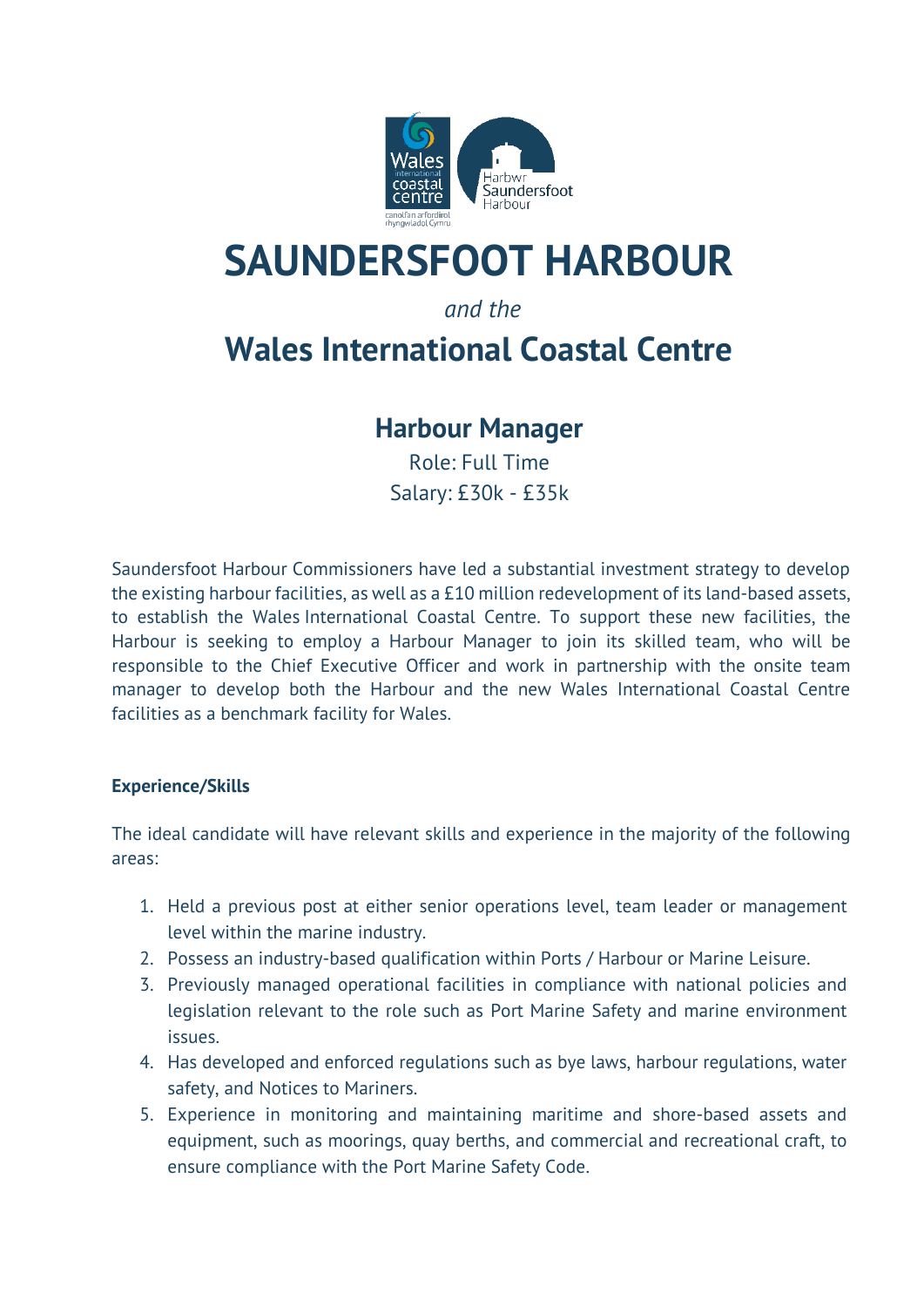# SAUNDERSFOOT HARBOUR

*and the*

## Wales International Coastal Centre

### Harbour Manager

Role: Full Time

Salary: £30k - £35k

Saundersfoot Harbour Commissioners have led a substantial investment strategy to develop the existing harbour facilities, as well as a £10 million redevelopment of its land-based assets, to establish the Wales International Coastal Centre. To support these new facilities, the Harbour is seeking to employ a Harbour Manager to join its skilled team, who will be responsible to the Chief Executive Officer and work in partnership with the onsite team manager to develop both the Harbour and the new Wales International Coastal Centre facilities as a benchmark facility for Wales.

**Experience/Skills**

The ideal candidate will have relevant skills and experience in the majority of the following areas:

1. Held a previous post at either senior operations level, team leader or management level within the marine industry.
2. Possess an industry-based qualification within Ports / Harbour or Marine Leisure.
3. Previously managed operational facilities in compliance with national policies and legislation relevant to the role such as Port Marine Safety and marine environment issues.
4. Has developed and enforced regulations such as bye laws, harbour regulations, water safety, and Notices to Mariners.
5. Experience in monitoring and maintaining maritime and shore-based assets and equipment, such as moorings, quay berths, and commercial and recreational craft, to ensure compliance with the Port Marine Safety Code.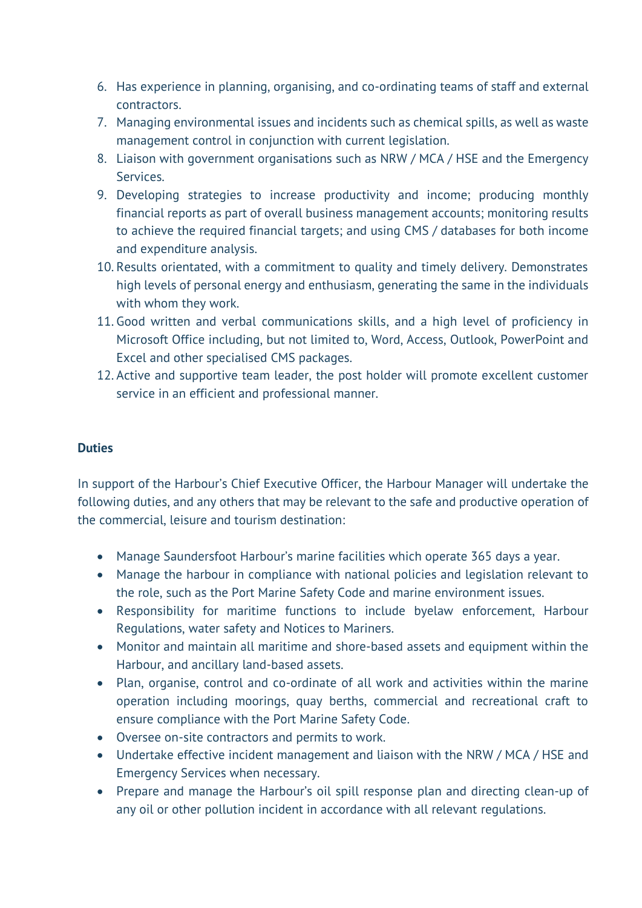6. Has experience in planning, organising, and co-ordinating teams of staff and external contractors.
7. Managing environmental issues and incidents such as chemical spills, as well as waste management control in conjunction with current legislation.
8. Liaison with government organisations such as NRW / MCA / HSE and the Emergency Services.
9. Developing strategies to increase productivity and income; producing monthly financial reports as part of overall business management accounts; monitoring results to achieve the required financial targets; and using CMS / databases for both income and expenditure analysis.
10. Results orientated, with a commitment to quality and timely delivery. Demonstrates high levels of personal energy and enthusiasm, generating the same in the individuals with whom they work.
11. Good written and verbal communications skills, and a high level of proficiency in Microsoft Office including, but not limited to, Word, Access, Outlook, PowerPoint and Excel and other specialised CMS packages.
12. Active and supportive team leader, the post holder will promote excellent customer service in an efficient and professional manner.

**Duties**

In support of the Harbour's Chief Executive Officer, the Harbour Manager will undertake the following duties, and any others that may be relevant to the safe and productive operation of the commercial, leisure and tourism destination:

- Manage Saundersfoot Harbour's marine facilities which operate 365 days a year.
- Manage the harbour in compliance with national policies and legislation relevant to the role, such as the Port Marine Safety Code and marine environment issues.
- Responsibility for maritime functions to include byelaw enforcement, Harbour Regulations, water safety and Notices to Mariners.
- Monitor and maintain all maritime and shore-based assets and equipment within the Harbour, and ancillary land-based assets.
- Plan, organise, control and co-ordinate of all work and activities within the marine operation including moorings, quay berths, commercial and recreational craft to ensure compliance with the Port Marine Safety Code.
- Oversee on-site contractors and permits to work.
- Undertake effective incident management and liaison with the NRW / MCA / HSE and Emergency Services when necessary.
- Prepare and manage the Harbour's oil spill response plan and directing clean-up of any oil or other pollution incident in accordance with all relevant regulations.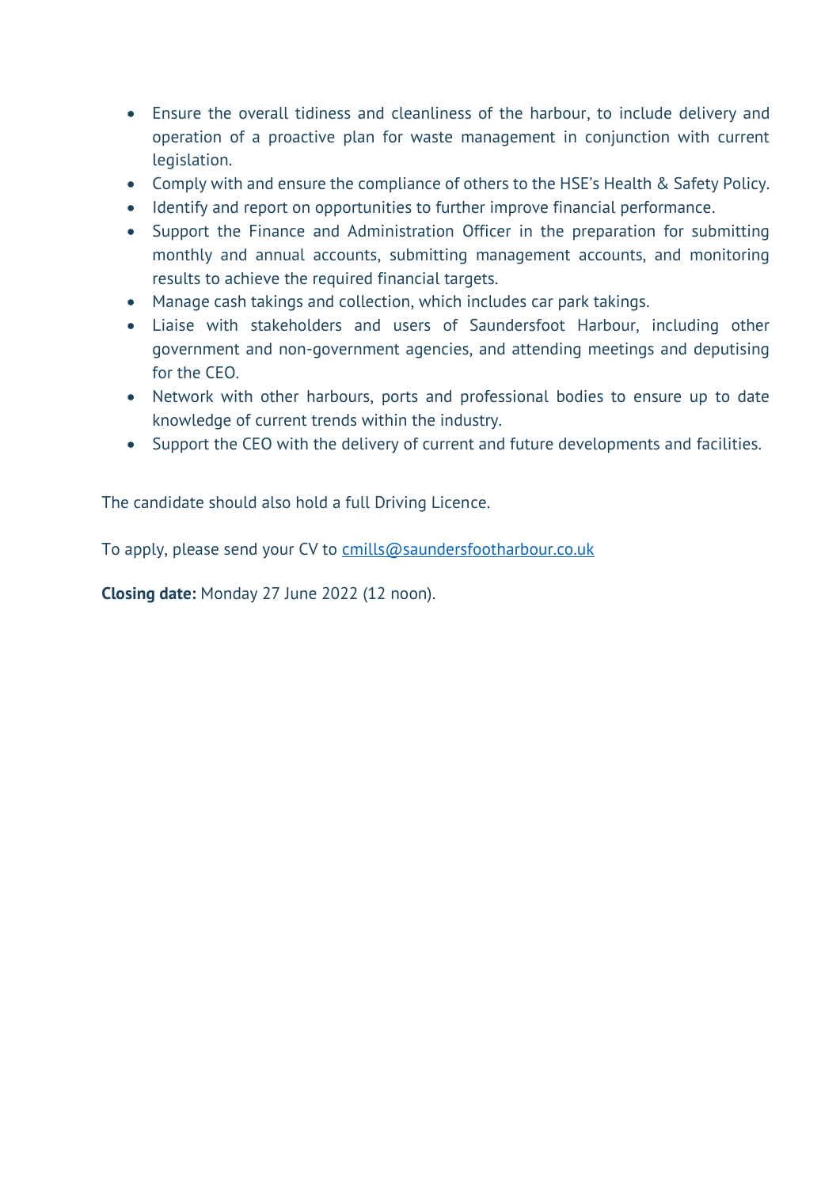- Ensure the overall tidiness and cleanliness of the harbour, to include delivery and operation of a proactive plan for waste management in conjunction with current legislation.
- Comply with and ensure the compliance of others to the HSE's Health & Safety Policy.
- Identify and report on opportunities to further improve financial performance.
- Support the Finance and Administration Officer in the preparation for submitting monthly and annual accounts, submitting management accounts, and monitoring results to achieve the required financial targets.
- Manage cash takings and collection, which includes car park takings.
- Liaise with stakeholders and users of Saundersfoot Harbour, including other government and non-government agencies, and attending meetings and deputising for the CEO.
- Network with other harbours, ports and professional bodies to ensure up to date knowledge of current trends within the industry.
- Support the CEO with the delivery of current and future developments and facilities.

The candidate should also hold a full Driving Licence.

To apply, please send your CV to [cmills@saundersfootharbour.co.uk](mailto:cmills@saundersfootharbour.co.uk)

**Closing date:** Monday 27 June 2022 (12 noon).